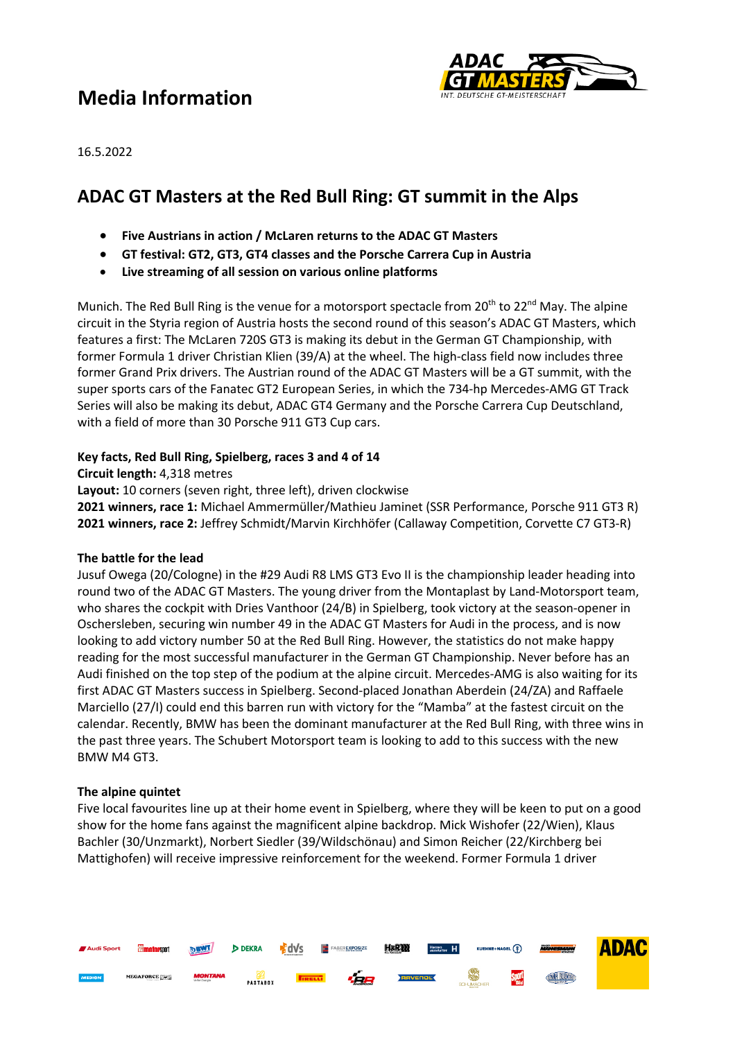# Media Information

16.5.2022

## ADAC GT Masters at the Red Bull Ring: GT summit in the Alps

- **Five Austrians in action / McLaren returns to the ADAC GT Masters**
- **GT festival: GT2, GT3, GT4 classes and the Porsche Carrera Cup in Austria**
- **Live streaming of all session on various online platforms**

Munich. The Red Bull Ring is the venue for a motorsport spectacle from 20th to 22nd May. The alpine circuit in the Styria region of Austria hosts the second round of this season's ADAC GT Masters, which features a first: The McLaren 720S GT3 is making its debut in the German GT Championship, with former Formula 1 driver Christian Klien (39/A) at the wheel. The high-class field now includes three former Grand Prix drivers. The Austrian round of the ADAC GT Masters will be a GT summit, with the super sports cars of the Fanatec GT2 European Series, in which the 734-hp Mercedes-AMG GT Track Series will also be making its debut, ADAC GT4 Germany and the Porsche Carrera Cup Deutschland, with a field of more than 30 Porsche 911 GT3 Cup cars.

**Key facts, Red Bull Ring, Spielberg, races 3 and 4 of 14**
**Circuit length:** 4,318 metres
**Layout:** 10 corners (seven right, three left), driven clockwise
**2021 winners, race 1:** Michael Ammermüller/Mathieu Jaminet (SSR Performance, Porsche 911 GT3 R)
**2021 winners, race 2:** Jeffrey Schmidt/Marvin Kirchhöfer (Callaway Competition, Corvette C7 GT3-R)

**The battle for the lead**
Jusuf Owega (20/Cologne) in the #29 Audi R8 LMS GT3 Evo II is the championship leader heading into round two of the ADAC GT Masters. The young driver from the Montaplast by Land-Motorsport team, who shares the cockpit with Dries Vanthoor (24/B) in Spielberg, took victory at the season-opener in Oschersleben, securing win number 49 in the ADAC GT Masters for Audi in the process, and is now looking to add victory number 50 at the Red Bull Ring. However, the statistics do not make happy reading for the most successful manufacturer in the German GT Championship. Never before has an Audi finished on the top step of the podium at the alpine circuit. Mercedes-AMG is also waiting for its first ADAC GT Masters success in Spielberg. Second-placed Jonathan Aberdein (24/ZA) and Raffaele Marciello (27/I) could end this barren run with victory for the "Mamba" at the fastest circuit on the calendar. Recently, BMW has been the dominant manufacturer at the Red Bull Ring, with three wins in the past three years. The Schubert Motorsport team is looking to add to this success with the new BMW M4 GT3.

**The alpine quintet**
Five local favourites line up at their home event in Spielberg, where they will be keen to put on a good show for the home fans against the magnificent alpine backdrop. Mick Wishofer (22/Wien), Klaus Bachler (30/Unzmarkt), Norbert Siedler (39/Wildschönau) and Simon Reicher (22/Kirchberg bei Mattighofen) will receive impressive reinforcement for the weekend. Former Formula 1 driver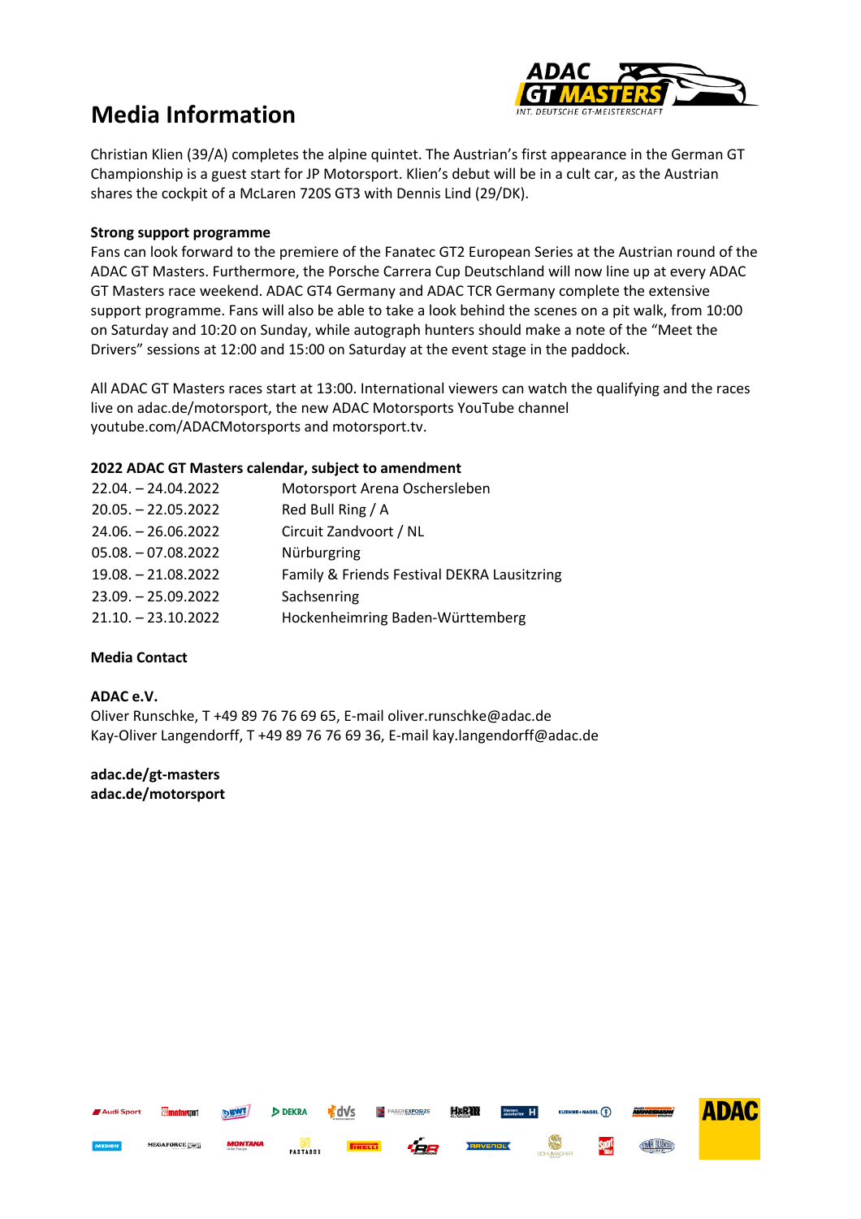# Media Information

Christian Klien (39/A) completes the alpine quintet. The Austrian's first appearance in the German GT Championship is a guest start for JP Motorsport. Klien's debut will be in a cult car, as the Austrian shares the cockpit of a McLaren 720S GT3 with Dennis Lind (29/DK).

**Strong support programme**

Fans can look forward to the premiere of the Fanatec GT2 European Series at the Austrian round of the ADAC GT Masters. Furthermore, the Porsche Carrera Cup Deutschland will now line up at every ADAC GT Masters race weekend. ADAC GT4 Germany and ADAC TCR Germany complete the extensive support programme. Fans will also be able to take a look behind the scenes on a pit walk, from 10:00 on Saturday and 10:20 on Sunday, while autograph hunters should make a note of the "Meet the Drivers" sessions at 12:00 and 15:00 on Saturday at the event stage in the paddock.

All ADAC GT Masters races start at 13:00. International viewers can watch the qualifying and the races live on adac.de/motorsport, the new ADAC Motorsports YouTube channel youtube.com/ADACMotorsports and motorsport.tv.

**2022 ADAC GT Masters calendar, subject to amendment**

| | |
|---|---|
| 22.04. – 24.04.2022 | Motorsport Arena Oschersleben |
| 20.05. – 22.05.2022 | Red Bull Ring / A |
| 24.06. – 26.06.2022 | Circuit Zandvoort / NL |
| 05.08. – 07.08.2022 | Nürburgring |
| 19.08. – 21.08.2022 | Family & Friends Festival DEKRA Lausitzring |
| 23.09. – 25.09.2022 | Sachsenring |
| 21.10. – 23.10.2022 | Hockenheimring Baden-Württemberg |

**Media Contact**

**ADAC e.V.**

Oliver Runschke, T +49 89 76 76 69 65, E-mail oliver.runschke@adac.de
Kay-Oliver Langendorff, T +49 89 76 76 69 36, E-mail kay.langendorff@adac.de

**adac.de/gt-masters**
**adac.de/motorsport**